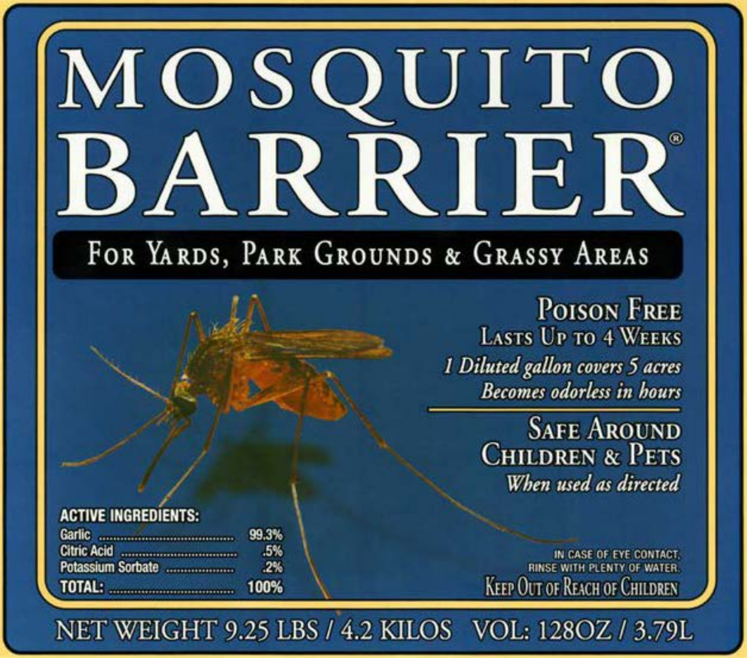# MOSQUITO BARRIER®

**FOR YARDS, PARK GROUNDS & GRASSY AREAS**

POISON FREE

LASTS UP TO 4 WEEKS

*1 Diluted gallon covers 5 acres*

*Becomes odorless in hours*

SAFE AROUND CHILDREN & PETS

*When used as directed*

**ACTIVE INGREDIENTS:**

| | |
|---|---|
| Garlic | 99.3% |
| Citric Acid | .5% |
| Potassium Sorbate | .2% |
| **TOTAL:** | 100% |

IN CASE OF EYE CONTACT, RINSE WITH PLENTY OF WATER.

KEEP OUT OF REACH OF CHILDREN

NET WEIGHT 9.25 LBS / 4.2 KILOS VOL: 128OZ / 3.79L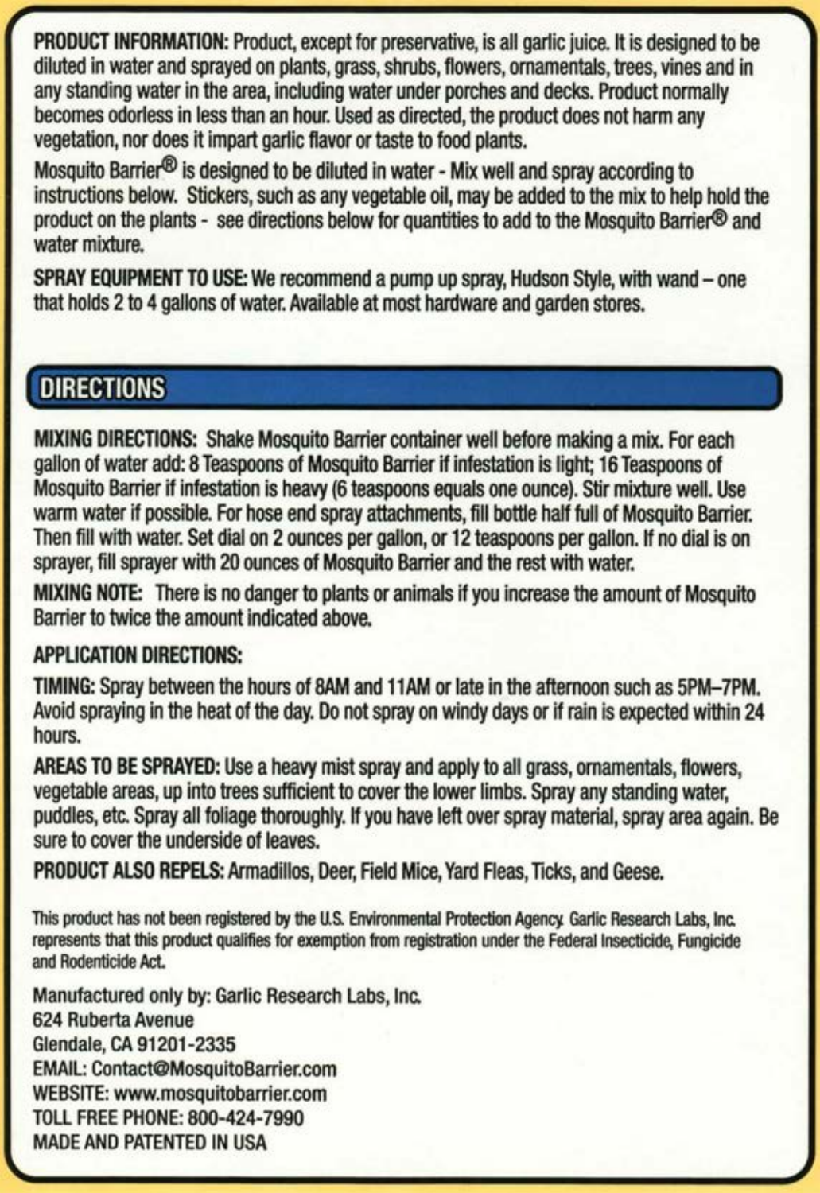**PRODUCT INFORMATION:** Product, except for preservative, is all garlic juice. It is designed to be diluted in water and sprayed on plants, grass, shrubs, flowers, ornamentals, trees, vines and in any standing water in the area, including water under porches and decks. Product normally becomes odorless in less than an hour. Used as directed, the product does not harm any vegetation, nor does it impart garlic flavor or taste to food plants.

Mosquito Barrier® is designed to be diluted in water - Mix well and spray according to instructions below. Stickers, such as any vegetable oil, may be added to the mix to help hold the product on the plants - see directions below for quantities to add to the Mosquito Barrier® and water mixture.

**SPRAY EQUIPMENT TO USE:** We recommend a pump up spray, Hudson Style, with wand – one that holds 2 to 4 gallons of water. Available at most hardware and garden stores.

## DIRECTIONS

**MIXING DIRECTIONS:** Shake Mosquito Barrier container well before making a mix. For each gallon of water add: 8 Teaspoons of Mosquito Barrier if infestation is light; 16 Teaspoons of Mosquito Barrier if infestation is heavy (6 teaspoons equals one ounce). Stir mixture well. Use warm water if possible. For hose end spray attachments, fill bottle half full of Mosquito Barrier. Then fill with water. Set dial on 2 ounces per gallon, or 12 teaspoons per gallon. If no dial is on sprayer, fill sprayer with 20 ounces of Mosquito Barrier and the rest with water.

**MIXING NOTE:** There is no danger to plants or animals if you increase the amount of Mosquito Barrier to twice the amount indicated above.

**APPLICATION DIRECTIONS:**

**TIMING:** Spray between the hours of 8AM and 11AM or late in the afternoon such as 5PM–7PM. Avoid spraying in the heat of the day. Do not spray on windy days or if rain is expected within 24 hours.

**AREAS TO BE SPRAYED:** Use a heavy mist spray and apply to all grass, ornamentals, flowers, vegetable areas, up into trees sufficient to cover the lower limbs. Spray any standing water, puddles, etc. Spray all foliage thoroughly. If you have left over spray material, spray area again. Be sure to cover the underside of leaves.

**PRODUCT ALSO REPELS:** Armadillos, Deer, Field Mice, Yard Fleas, Ticks, and Geese.

This product has not been registered by the U.S. Environmental Protection Agency. Garlic Research Labs, Inc. represents that this product qualifies for exemption from registration under the Federal Insecticide, Fungicide and Rodenticide Act.

Manufactured only by: Garlic Research Labs, Inc.
624 Ruberta Avenue
Glendale, CA 91201-2335
EMAIL: Contact@MosquitoBarrier.com
WEBSITE: www.mosquitobarrier.com
TOLL FREE PHONE: 800-424-7990
MADE AND PATENTED IN USA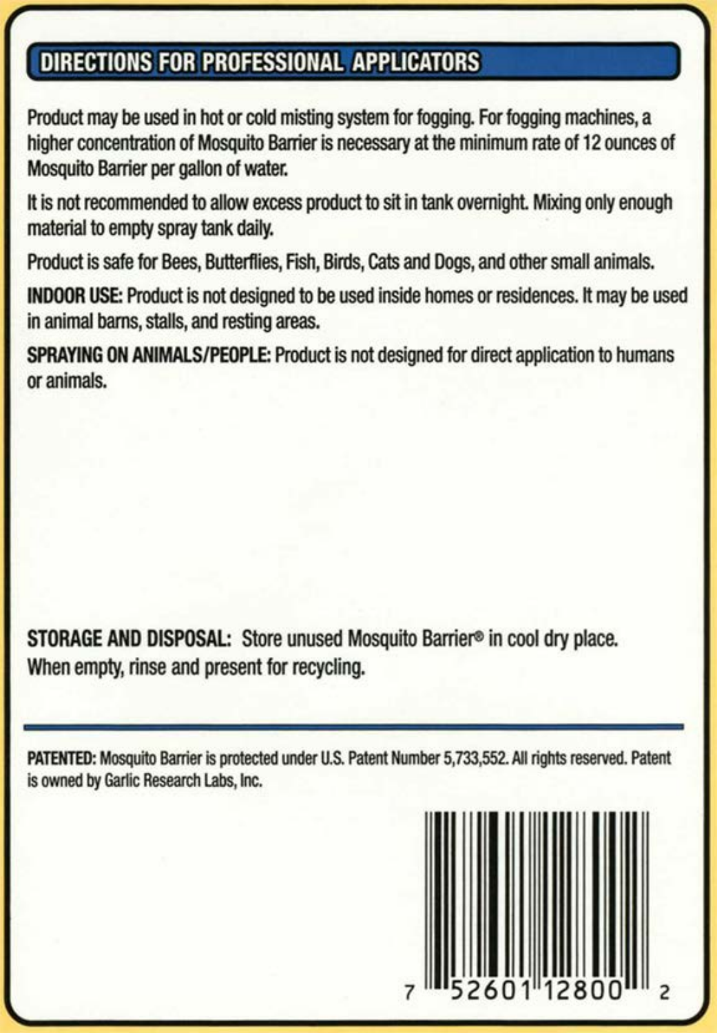## DIRECTIONS FOR PROFESSIONAL APPLICATORS

Product may be used in hot or cold misting system for fogging. For fogging machines, a higher concentration of Mosquito Barrier is necessary at the minimum rate of 12 ounces of Mosquito Barrier per gallon of water.

It is not recommended to allow excess product to sit in tank overnight. Mixing only enough material to empty spray tank daily.

Product is safe for Bees, Butterflies, Fish, Birds, Cats and Dogs, and other small animals.

**INDOOR USE:** Product is not designed to be used inside homes or residences. It may be used in animal barns, stalls, and resting areas.

**SPRAYING ON ANIMALS/PEOPLE:** Product is not designed for direct application to humans or animals.

**STORAGE AND DISPOSAL:** Store unused Mosquito Barrier® in cool dry place. When empty, rinse and present for recycling.

---

**PATENTED:** Mosquito Barrier is protected under U.S. Patent Number 5,733,552. All rights reserved. Patent is owned by Garlic Research Labs, Inc.

7 52601 12800 2